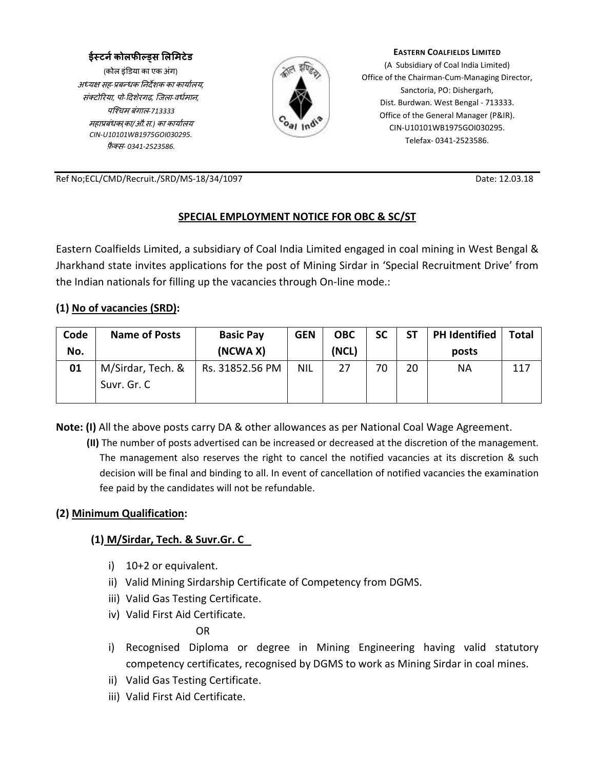ईस्टर्न कोलफील्ड्स लिमिटेड
(कोल इंडिया का एक अंग)
*अध्यक्ष सह-प्रबन्धक निर्देशक का कार्यालय,*
*संक्टोरिया, पो- दिशेरगढ़, जिला-वर्धमान,*
*पश्चिम बंगाल-713333*
*महाप्रबंधक(का/औ.स.) का कार्यालय*
*CIN-U10101WB1975GOI030295.*
*फ़ैक्स- 0341-2523586.*

**EASTERN COALFIELDS LIMITED**
(A Subsidiary of Coal India Limited)
Office of the Chairman-Cum-Managing Director,
Sanctoria, PO: Dishergarh,
Dist. Burdwan. West Bengal - 713333.
Office of the General Manager (P&IR).
CIN-U10101WB1975GOI030295.
Telefax- 0341-2523586.

Ref No;ECL/CMD/Recruit./SRD/MS-18/34/1097 Date: 12.03.18

## SPECIAL EMPLOYMENT NOTICE FOR OBC & SC/ST

Eastern Coalfields Limited, a subsidiary of Coal India Limited engaged in coal mining in West Bengal & Jharkhand state invites applications for the post of Mining Sirdar in 'Special Recruitment Drive' from the Indian nationals for filling up the vacancies through On-line mode.:

### (1) No of vacancies (SRD):

| Code No. | Name of Posts | Basic Pay (NCWA X) | GEN | OBC (NCL) | SC | ST | PH Identified posts | Total |
|---|---|---|---|---|---|---|---|---|
| 01 | M/Sirdar, Tech. & Suvr. Gr. C | Rs. 31852.56 PM | NIL | 27 | 70 | 20 | NA | 117 |

**Note: (I)** All the above posts carry DA & other allowances as per National Coal Wage Agreement.

**(II)** The number of posts advertised can be increased or decreased at the discretion of the management. The management also reserves the right to cancel the notified vacancies at its discretion & such decision will be final and binding to all. In event of cancellation of notified vacancies the examination fee paid by the candidates will not be refundable.

### (2) Minimum Qualification:

#### (1) M/Sirdar, Tech. & Suvr.Gr. C

i) 10+2 or equivalent.
ii) Valid Mining Sirdarship Certificate of Competency from DGMS.
iii) Valid Gas Testing Certificate.
iv) Valid First Aid Certificate.

OR

i) Recognised Diploma or degree in Mining Engineering having valid statutory competency certificates, recognised by DGMS to work as Mining Sirdar in coal mines.
ii) Valid Gas Testing Certificate.
iii) Valid First Aid Certificate.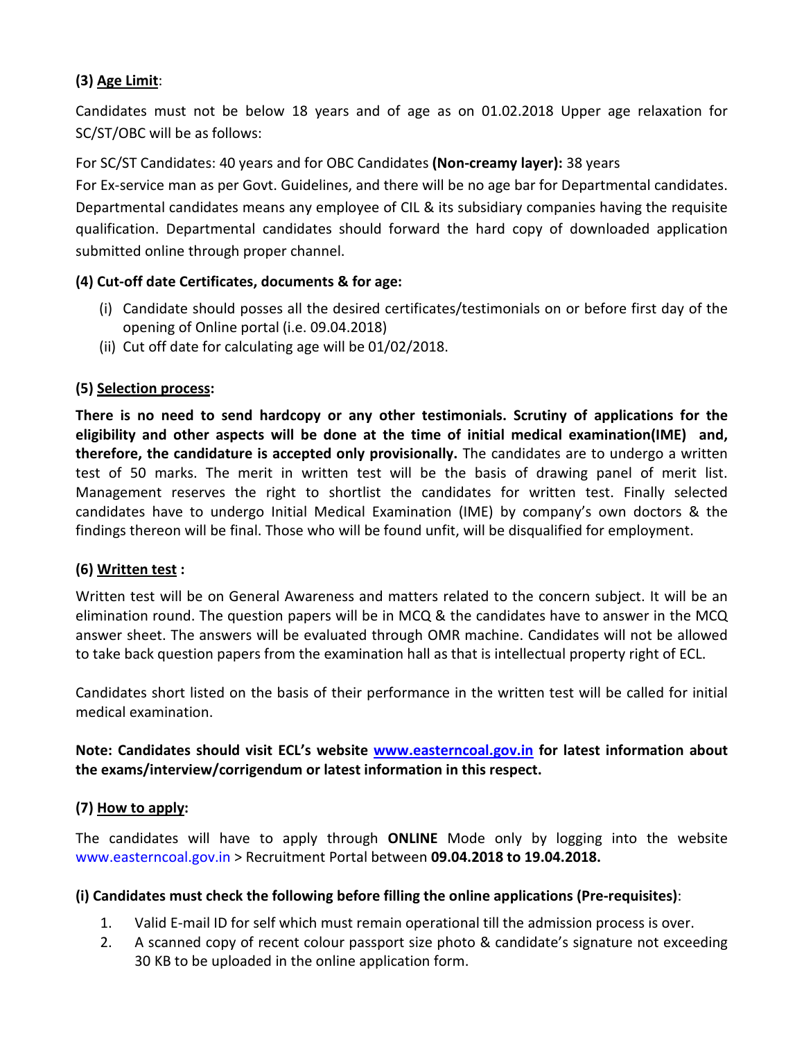**(3) Age Limit**:

Candidates must not be below 18 years and of age as on 01.02.2018 Upper age relaxation for SC/ST/OBC will be as follows:

For SC/ST Candidates: 40 years and for OBC Candidates **(Non-creamy layer):** 38 years

For Ex-service man as per Govt. Guidelines, and there will be no age bar for Departmental candidates. Departmental candidates means any employee of CIL & its subsidiary companies having the requisite qualification. Departmental candidates should forward the hard copy of downloaded application submitted online through proper channel.

**(4) Cut-off date Certificates, documents & for age:**

(i) Candidate should posses all the desired certificates/testimonials on or before first day of the opening of Online portal (i.e. 09.04.2018)

(ii) Cut off date for calculating age will be 01/02/2018.

**(5) Selection process:**

**There is no need to send hardcopy or any other testimonials. Scrutiny of applications for the eligibility and other aspects will be done at the time of initial medical examination(IME) and, therefore, the candidature is accepted only provisionally.** The candidates are to undergo a written test of 50 marks. The merit in written test will be the basis of drawing panel of merit list. Management reserves the right to shortlist the candidates for written test. Finally selected candidates have to undergo Initial Medical Examination (IME) by company's own doctors & the findings thereon will be final. Those who will be found unfit, will be disqualified for employment.

**(6) Written test :**

Written test will be on General Awareness and matters related to the concern subject. It will be an elimination round. The question papers will be in MCQ & the candidates have to answer in the MCQ answer sheet. The answers will be evaluated through OMR machine. Candidates will not be allowed to take back question papers from the examination hall as that is intellectual property right of ECL.

Candidates short listed on the basis of their performance in the written test will be called for initial medical examination.

**Note: Candidates should visit ECL's website [www.easterncoal.gov.in](www.easterncoal.gov.in) for latest information about the exams/interview/corrigendum or latest information in this respect.**

**(7) How to apply:**

The candidates will have to apply through **ONLINE** Mode only by logging into the website www.easterncoal.gov.in > Recruitment Portal between **09.04.2018 to 19.04.2018.**

**(i) Candidates must check the following before filling the online applications (Pre-requisites)**:

1. Valid E-mail ID for self which must remain operational till the admission process is over.
2. A scanned copy of recent colour passport size photo & candidate's signature not exceeding 30 KB to be uploaded in the online application form.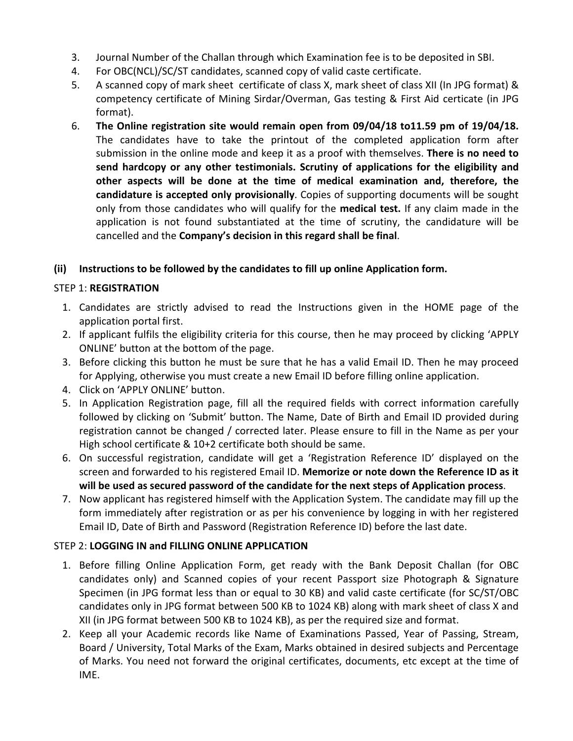3. Journal Number of the Challan through which Examination fee is to be deposited in SBI.
4. For OBC(NCL)/SC/ST candidates, scanned copy of valid caste certificate.
5. A scanned copy of mark sheet certificate of class X, mark sheet of class XII (In JPG format) & competency certificate of Mining Sirdar/Overman, Gas testing & First Aid certicate (in JPG format).
6. **The Online registration site would remain open from 09/04/18 to11.59 pm of 19/04/18.** The candidates have to take the printout of the completed application form after submission in the online mode and keep it as a proof with themselves. **There is no need to send hardcopy or any other testimonials. Scrutiny of applications for the eligibility and other aspects will be done at the time of medical examination and, therefore, the candidature is accepted only provisionally**. Copies of supporting documents will be sought only from those candidates who will qualify for the **medical test.** If any claim made in the application is not found substantiated at the time of scrutiny, the candidature will be cancelled and the **Company's decision in this regard shall be final**.

**(ii) Instructions to be followed by the candidates to fill up online Application form.**

STEP 1: **REGISTRATION**

1. Candidates are strictly advised to read the Instructions given in the HOME page of the application portal first.
2. If applicant fulfils the eligibility criteria for this course, then he may proceed by clicking 'APPLY ONLINE' button at the bottom of the page.
3. Before clicking this button he must be sure that he has a valid Email ID. Then he may proceed for Applying, otherwise you must create a new Email ID before filling online application.
4. Click on 'APPLY ONLINE' button.
5. In Application Registration page, fill all the required fields with correct information carefully followed by clicking on 'Submit' button. The Name, Date of Birth and Email ID provided during registration cannot be changed / corrected later. Please ensure to fill in the Name as per your High school certificate & 10+2 certificate both should be same.
6. On successful registration, candidate will get a 'Registration Reference ID' displayed on the screen and forwarded to his registered Email ID. **Memorize or note down the Reference ID as it will be used as secured password of the candidate for the next steps of Application process**.
7. Now applicant has registered himself with the Application System. The candidate may fill up the form immediately after registration or as per his convenience by logging in with her registered Email ID, Date of Birth and Password (Registration Reference ID) before the last date.

STEP 2: **LOGGING IN and FILLING ONLINE APPLICATION**

1. Before filling Online Application Form, get ready with the Bank Deposit Challan (for OBC candidates only) and Scanned copies of your recent Passport size Photograph & Signature Specimen (in JPG format less than or equal to 30 KB) and valid caste certificate (for SC/ST/OBC candidates only in JPG format between 500 KB to 1024 KB) along with mark sheet of class X and XII (in JPG format between 500 KB to 1024 KB), as per the required size and format.
2. Keep all your Academic records like Name of Examinations Passed, Year of Passing, Stream, Board / University, Total Marks of the Exam, Marks obtained in desired subjects and Percentage of Marks. You need not forward the original certificates, documents, etc except at the time of IME.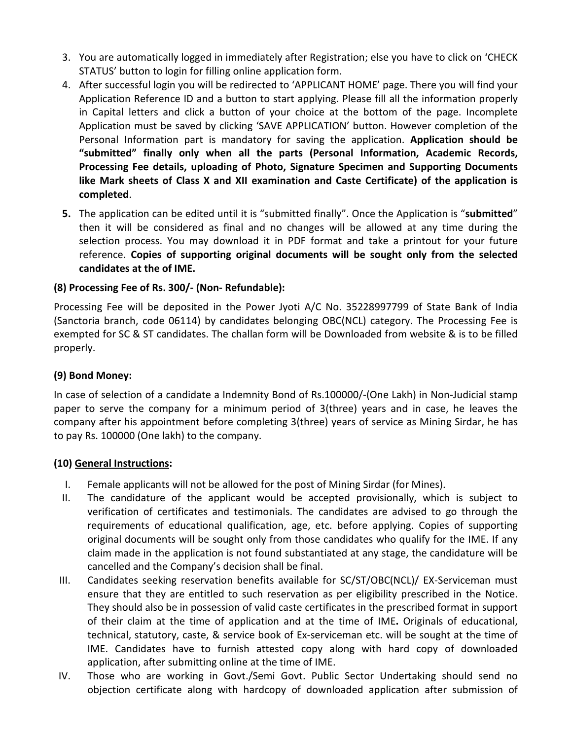3. You are automatically logged in immediately after Registration; else you have to click on 'CHECK STATUS' button to login for filling online application form.
4. After successful login you will be redirected to 'APPLICANT HOME' page. There you will find your Application Reference ID and a button to start applying. Please fill all the information properly in Capital letters and click a button of your choice at the bottom of the page. Incomplete Application must be saved by clicking 'SAVE APPLICATION' button. However completion of the Personal Information part is mandatory for saving the application. **Application should be "submitted" finally only when all the parts (Personal Information, Academic Records, Processing Fee details, uploading of Photo, Signature Specimen and Supporting Documents like Mark sheets of Class X and XII examination and Caste Certificate) of the application is completed**.
5. The application can be edited until it is "submitted finally". Once the Application is "**submitted**" then it will be considered as final and no changes will be allowed at any time during the selection process. You may download it in PDF format and take a printout for your future reference. **Copies of supporting original documents will be sought only from the selected candidates at the of IME.**

**(8) Processing Fee of Rs. 300/- (Non- Refundable):**

Processing Fee will be deposited in the Power Jyoti A/C No. 35228997799 of State Bank of India (Sanctoria branch, code 06114) by candidates belonging OBC(NCL) category. The Processing Fee is exempted for SC & ST candidates. The challan form will be Downloaded from website & is to be filled properly.

**(9) Bond Money:**

In case of selection of a candidate a Indemnity Bond of Rs.100000/-(One Lakh) in Non-Judicial stamp paper to serve the company for a minimum period of 3(three) years and in case, he leaves the company after his appointment before completing 3(three) years of service as Mining Sirdar, he has to pay Rs. 100000 (One lakh) to the company.

**(10) <u>General Instructions</u>:**

I. Female applicants will not be allowed for the post of Mining Sirdar (for Mines).

II. The candidature of the applicant would be accepted provisionally, which is subject to verification of certificates and testimonials. The candidates are advised to go through the requirements of educational qualification, age, etc. before applying. Copies of supporting original documents will be sought only from those candidates who qualify for the IME. If any claim made in the application is not found substantiated at any stage, the candidature will be cancelled and the Company's decision shall be final.

III. Candidates seeking reservation benefits available for SC/ST/OBC(NCL)/ EX-Serviceman must ensure that they are entitled to such reservation as per eligibility prescribed in the Notice. They should also be in possession of valid caste certificates in the prescribed format in support of their claim at the time of application and at the time of IME**.** Originals of educational, technical, statutory, caste, & service book of Ex-serviceman etc. will be sought at the time of IME. Candidates have to furnish attested copy along with hard copy of downloaded application, after submitting online at the time of IME.

IV. Those who are working in Govt./Semi Govt. Public Sector Undertaking should send no objection certificate along with hardcopy of downloaded application after submission of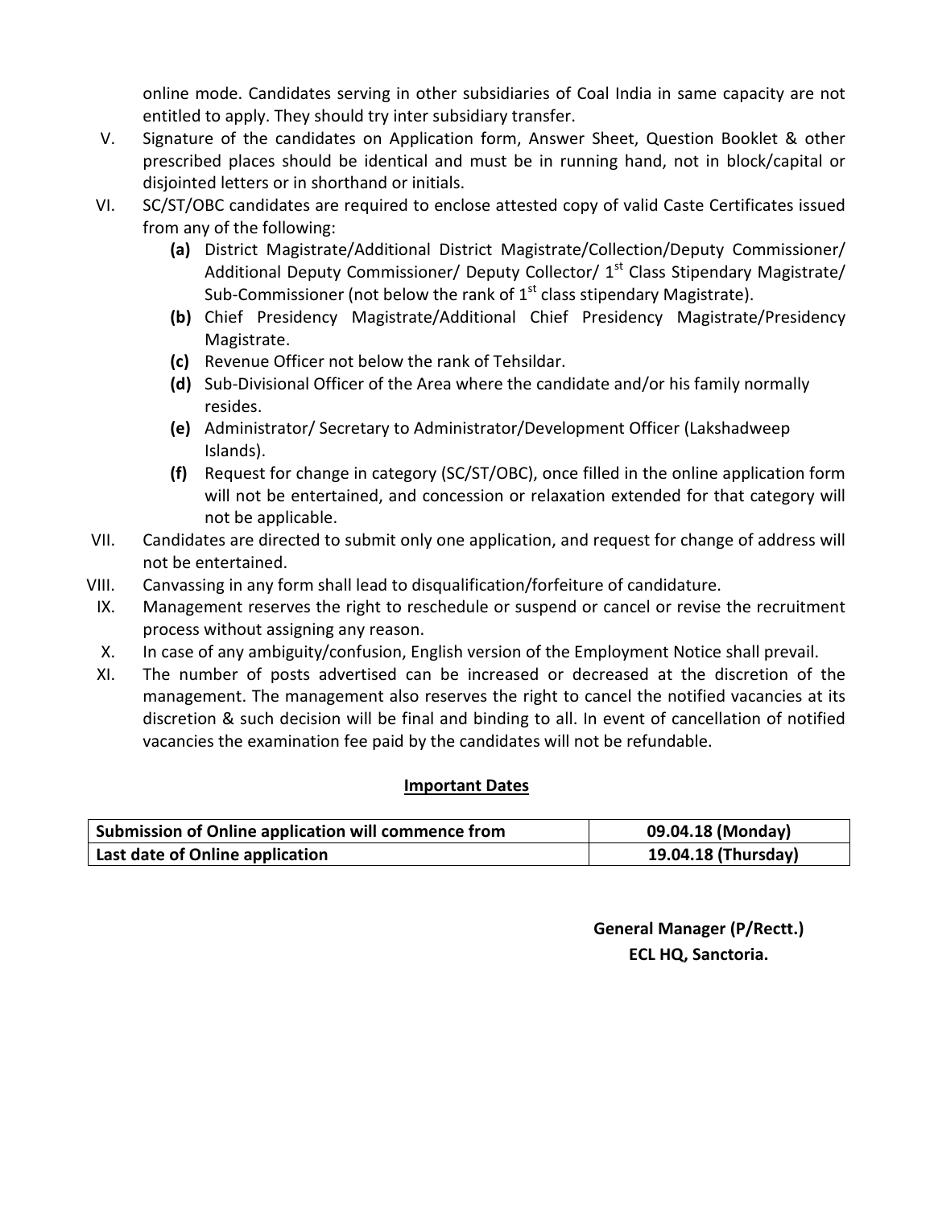online mode. Candidates serving in other subsidiaries of Coal India in same capacity are not entitled to apply. They should try inter subsidiary transfer.

V. Signature of the candidates on Application form, Answer Sheet, Question Booklet & other prescribed places should be identical and must be in running hand, not in block/capital or disjointed letters or in shorthand or initials.

VI. SC/ST/OBC candidates are required to enclose attested copy of valid Caste Certificates issued from any of the following:
   - **(a)** District Magistrate/Additional District Magistrate/Collection/Deputy Commissioner/ Additional Deputy Commissioner/ Deputy Collector/ 1st Class Stipendary Magistrate/ Sub-Commissioner (not below the rank of 1st class stipendary Magistrate).
   - **(b)** Chief Presidency Magistrate/Additional Chief Presidency Magistrate/Presidency Magistrate.
   - **(c)** Revenue Officer not below the rank of Tehsildar.
   - **(d)** Sub-Divisional Officer of the Area where the candidate and/or his family normally resides.
   - **(e)** Administrator/ Secretary to Administrator/Development Officer (Lakshadweep Islands).
   - **(f)** Request for change in category (SC/ST/OBC), once filled in the online application form will not be entertained, and concession or relaxation extended for that category will not be applicable.

VII. Candidates are directed to submit only one application, and request for change of address will not be entertained.

VIII. Canvassing in any form shall lead to disqualification/forfeiture of candidature.

IX. Management reserves the right to reschedule or suspend or cancel or revise the recruitment process without assigning any reason.

X. In case of any ambiguity/confusion, English version of the Employment Notice shall prevail.

XI. The number of posts advertised can be increased or decreased at the discretion of the management. The management also reserves the right to cancel the notified vacancies at its discretion & such decision will be final and binding to all. In event of cancellation of notified vacancies the examination fee paid by the candidates will not be refundable.

## Important Dates

| | |
|---|---|
| **Submission of Online application will commence from** | **09.04.18 (Monday)** |
| **Last date of Online application** | **19.04.18 (Thursday)** |

**General Manager (P/Rectt.)**
**ECL HQ, Sanctoria.**